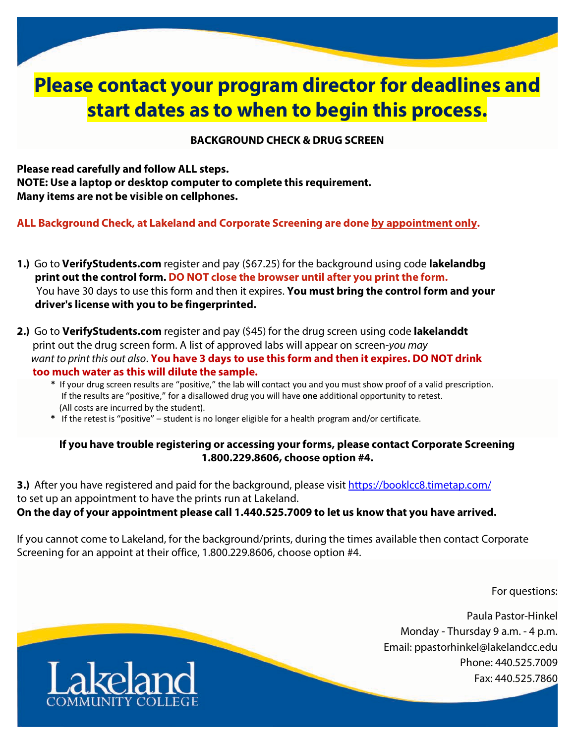# Please contact your program director for deadlines and start dates as to when to begin this process.

**BACKGROUND CHECK & DRUG SCREEN**

**Please read carefully and follow ALL steps.**
**NOTE: Use a laptop or desktop computer to complete this requirement.**
**Many items are not be visible on cellphones.**

**ALL Background Check, at Lakeland and Corporate Screening are done by appointment only.**

**1.)** Go to **VerifyStudents.com** register and pay ($67.25) for the background using code **lakelandbg** **print out the control form.** **DO NOT close the browser until after you print the form.** You have 30 days to use this form and then it expires. **You must bring the control form and your driver's license with you to be fingerprinted.**

**2.)** Go to **VerifyStudents.com** register and pay ($45) for the drug screen using code **lakelanddt** print out the drug screen form. A list of approved labs will appear on screen-*you may want to print this out also*. **You have 3 days to use this form and then it expires. DO NOT drink too much water as this will dilute the sample.**

- If your drug screen results are "positive," the lab will contact you and you must show proof of a valid prescription. If the results are "positive," for a disallowed drug you will have **one** additional opportunity to retest. (All costs are incurred by the student).
- If the retest is "positive" – student is no longer eligible for a health program and/or certificate.

**If you have trouble registering or accessing your forms, please contact Corporate Screening 1.800.229.8606, choose option #4.**

**3.)** After you have registered and paid for the background, please visit https://booklcc8.timetap.com/ to set up an appointment to have the prints run at Lakeland.
**On the day of your appointment please call 1.440.525.7009 to let us know that you have arrived.**

If you cannot come to Lakeland, for the background/prints, during the times available then contact Corporate Screening for an appoint at their office, 1.800.229.8606, choose option #4.

For questions:

Paula Pastor-Hinkel
Monday - Thursday 9 a.m. - 4 p.m.
Email: ppastorhinkel@lakelandcc.edu
Phone: 440.525.7009
Fax: 440.525.7860

Lakeland
COMMUNITY COLLEGE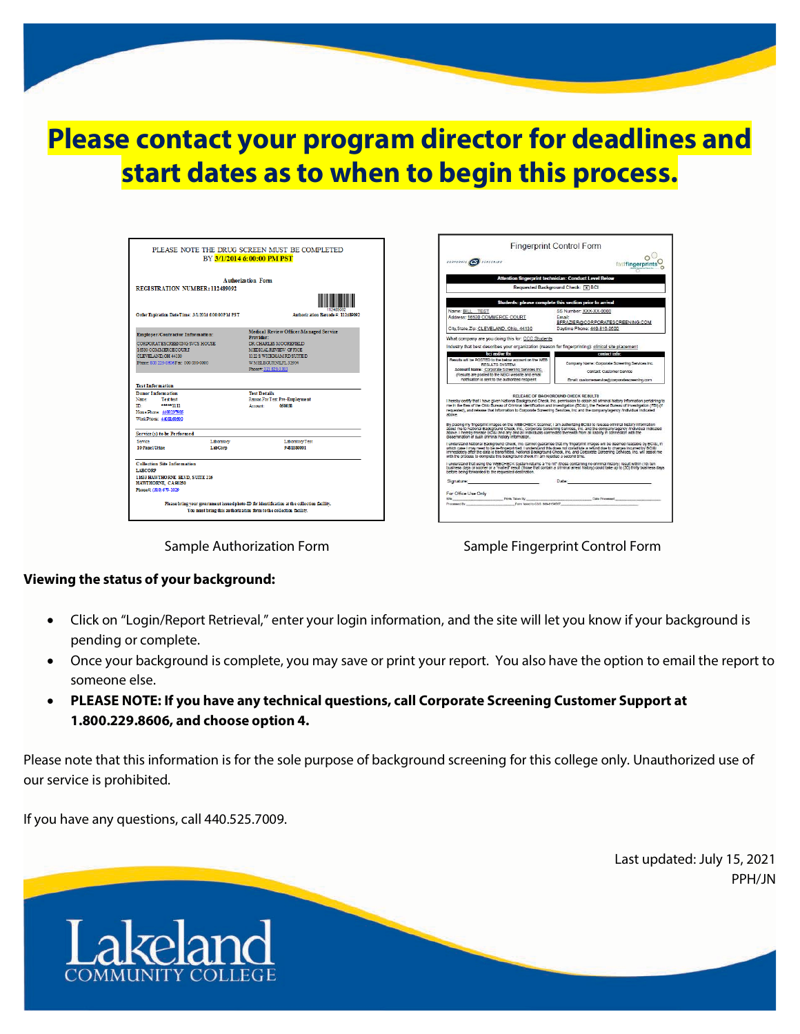# Please contact your program director for deadlines and start dates as to when to begin this process.

Sample Authorization Form

Sample Fingerprint Control Form

**Viewing the status of your background:**

- Click on "Login/Report Retrieval," enter your login information, and the site will let you know if your background is pending or complete.
- Once your background is complete, you may save or print your report. You also have the option to email the report to someone else.
- **PLEASE NOTE: If you have any technical questions, call Corporate Screening Customer Support at 1.800.229.8606, and choose option 4.**

Please note that this information is for the sole purpose of background screening for this college only. Unauthorized use of our service is prohibited.

If you have any questions, call 440.525.7009.

Last updated: July 15, 2021
PPH/JN

Lakeland COMMUNITY COLLEGE